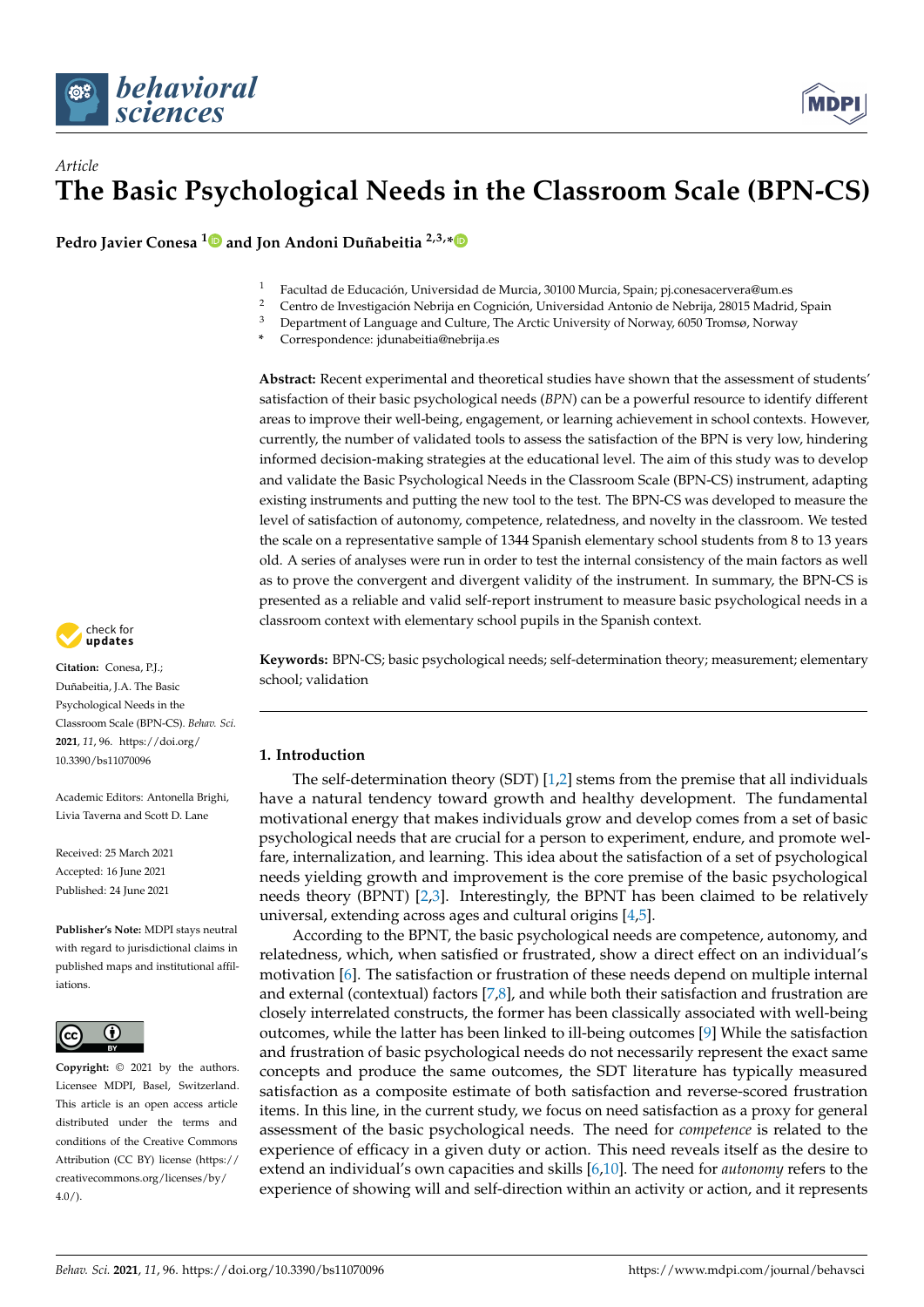*Article*

# The Basic Psychological Needs in the Classroom Scale (BPN-CS)

**Pedro Javier Conesa [1] and Jon Andoni Duñabeitia [2,3,*]**

[1] Facultad de Educación, Universidad de Murcia, 30100 Murcia, Spain; pj.conesacervera@um.es
[2] Centro de Investigación Nebrija en Cognición, Universidad Antonio de Nebrija, 28015 Madrid, Spain
[3] Department of Language and Culture, The Arctic University of Norway, 6050 Tromsø, Norway
* Correspondence: jdunabeitia@nebrija.es

**Abstract:** Recent experimental and theoretical studies have shown that the assessment of students' satisfaction of their basic psychological needs (*BPN*) can be a powerful resource to identify different areas to improve their well-being, engagement, or learning achievement in school contexts. However, currently, the number of validated tools to assess the satisfaction of the BPN is very low, hindering informed decision-making strategies at the educational level. The aim of this study was to develop and validate the Basic Psychological Needs in the Classroom Scale (BPN-CS) instrument, adapting existing instruments and putting the new tool to the test. The BPN-CS was developed to measure the level of satisfaction of autonomy, competence, relatedness, and novelty in the classroom. We tested the scale on a representative sample of 1344 Spanish elementary school students from 8 to 13 years old. A series of analyses were run in order to test the internal consistency of the main factors as well as to prove the convergent and divergent validity of the instrument. In summary, the BPN-CS is presented as a reliable and valid self-report instrument to measure basic psychological needs in a classroom context with elementary school pupils in the Spanish context.

**Keywords:** BPN-CS; basic psychological needs; self-determination theory; measurement; elementary school; validation

**Citation:** Conesa, P.J.; Duñabeitia, J.A. The Basic Psychological Needs in the Classroom Scale (BPN-CS). *Behav. Sci.* **2021**, *11*, 96. https://doi.org/10.3390/bs11070096

Academic Editors: Antonella Brighi, Livia Taverna and Scott D. Lane

Received: 25 March 2021
Accepted: 16 June 2021
Published: 24 June 2021

**Publisher's Note:** MDPI stays neutral with regard to jurisdictional claims in published maps and institutional affiliations.

**Copyright:** © 2021 by the authors. Licensee MDPI, Basel, Switzerland. This article is an open access article distributed under the terms and conditions of the Creative Commons Attribution (CC BY) license (https://creativecommons.org/licenses/by/4.0/).

## 1. Introduction

The self-determination theory (SDT) [1,2] stems from the premise that all individuals have a natural tendency toward growth and healthy development. The fundamental motivational energy that makes individuals grow and develop comes from a set of basic psychological needs that are crucial for a person to experiment, endure, and promote welfare, internalization, and learning. This idea about the satisfaction of a set of psychological needs yielding growth and improvement is the core premise of the basic psychological needs theory (BPNT) [2,3]. Interestingly, the BPNT has been claimed to be relatively universal, extending across ages and cultural origins [4,5].

According to the BPNT, the basic psychological needs are competence, autonomy, and relatedness, which, when satisfied or frustrated, show a direct effect on an individual's motivation [6]. The satisfaction or frustration of these needs depend on multiple internal and external (contextual) factors [7,8], and while both their satisfaction and frustration are closely interrelated constructs, the former has been classically associated with well-being outcomes, while the latter has been linked to ill-being outcomes [9] While the satisfaction and frustration of basic psychological needs do not necessarily represent the exact same concepts and produce the same outcomes, the SDT literature has typically measured satisfaction as a composite estimate of both satisfaction and reverse-scored frustration items. In this line, in the current study, we focus on need satisfaction as a proxy for general assessment of the basic psychological needs. The need for *competence* is related to the experience of efficacy in a given duty or action. This need reveals itself as the desire to extend an individual's own capacities and skills [6,10]. The need for *autonomy* refers to the experience of showing will and self-direction within an activity or action, and it represents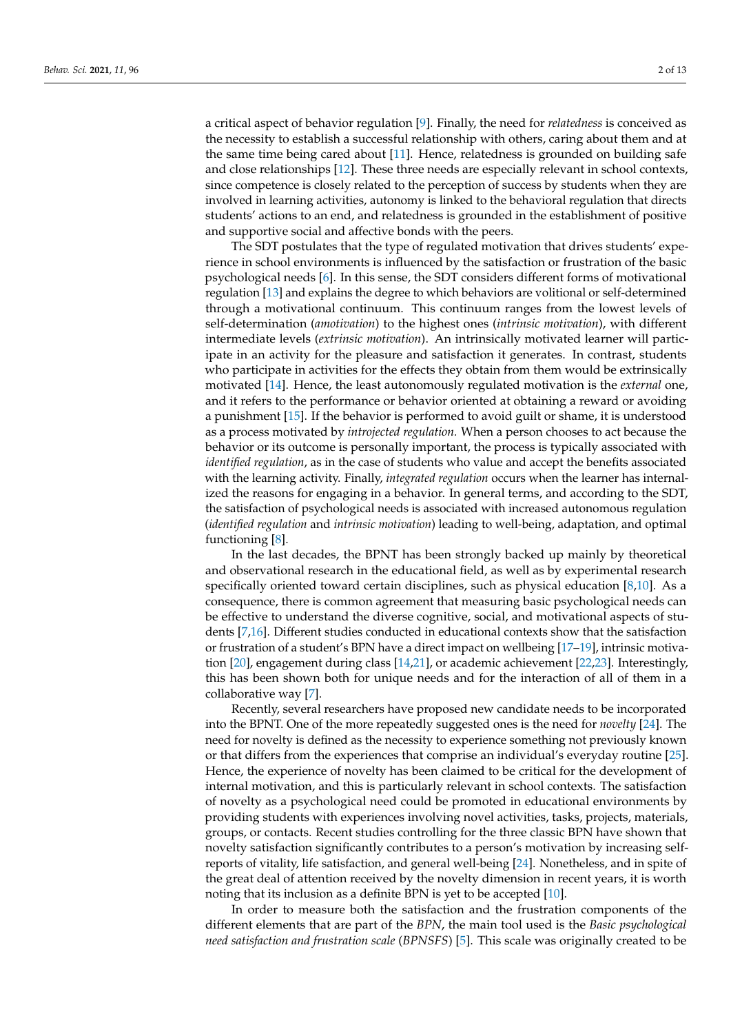a critical aspect of behavior regulation [9]. Finally, the need for *relatedness* is conceived as the necessity to establish a successful relationship with others, caring about them and at the same time being cared about [11]. Hence, relatedness is grounded on building safe and close relationships [12]. These three needs are especially relevant in school contexts, since competence is closely related to the perception of success by students when they are involved in learning activities, autonomy is linked to the behavioral regulation that directs students' actions to an end, and relatedness is grounded in the establishment of positive and supportive social and affective bonds with the peers.

The SDT postulates that the type of regulated motivation that drives students' experience in school environments is influenced by the satisfaction or frustration of the basic psychological needs [6]. In this sense, the SDT considers different forms of motivational regulation [13] and explains the degree to which behaviors are volitional or self-determined through a motivational continuum. This continuum ranges from the lowest levels of self-determination (*amotivation*) to the highest ones (*intrinsic motivation*), with different intermediate levels (*extrinsic motivation*). An intrinsically motivated learner will participate in an activity for the pleasure and satisfaction it generates. In contrast, students who participate in activities for the effects they obtain from them would be extrinsically motivated [14]. Hence, the least autonomously regulated motivation is the *external* one, and it refers to the performance or behavior oriented at obtaining a reward or avoiding a punishment [15]. If the behavior is performed to avoid guilt or shame, it is understood as a process motivated by *introjected regulation.* When a person chooses to act because the behavior or its outcome is personally important, the process is typically associated with *identified regulation*, as in the case of students who value and accept the benefits associated with the learning activity. Finally, *integrated regulation* occurs when the learner has internalized the reasons for engaging in a behavior. In general terms, and according to the SDT, the satisfaction of psychological needs is associated with increased autonomous regulation (*identified regulation* and *intrinsic motivation*) leading to well-being, adaptation, and optimal functioning [8].

In the last decades, the BPNT has been strongly backed up mainly by theoretical and observational research in the educational field, as well as by experimental research specifically oriented toward certain disciplines, such as physical education [8,10]. As a consequence, there is common agreement that measuring basic psychological needs can be effective to understand the diverse cognitive, social, and motivational aspects of students [7,16]. Different studies conducted in educational contexts show that the satisfaction or frustration of a student's BPN have a direct impact on wellbeing [17–19], intrinsic motivation [20], engagement during class [14,21], or academic achievement [22,23]. Interestingly, this has been shown both for unique needs and for the interaction of all of them in a collaborative way [7].

Recently, several researchers have proposed new candidate needs to be incorporated into the BPNT. One of the more repeatedly suggested ones is the need for *novelty* [24]. The need for novelty is defined as the necessity to experience something not previously known or that differs from the experiences that comprise an individual's everyday routine [25]. Hence, the experience of novelty has been claimed to be critical for the development of internal motivation, and this is particularly relevant in school contexts. The satisfaction of novelty as a psychological need could be promoted in educational environments by providing students with experiences involving novel activities, tasks, projects, materials, groups, or contacts. Recent studies controlling for the three classic BPN have shown that novelty satisfaction significantly contributes to a person's motivation by increasing self-reports of vitality, life satisfaction, and general well-being [24]. Nonetheless, and in spite of the great deal of attention received by the novelty dimension in recent years, it is worth noting that its inclusion as a definite BPN is yet to be accepted [10].

In order to measure both the satisfaction and the frustration components of the different elements that are part of the *BPN*, the main tool used is the *Basic psychological need satisfaction and frustration scale* (*BPNSFS*) [5]. This scale was originally created to be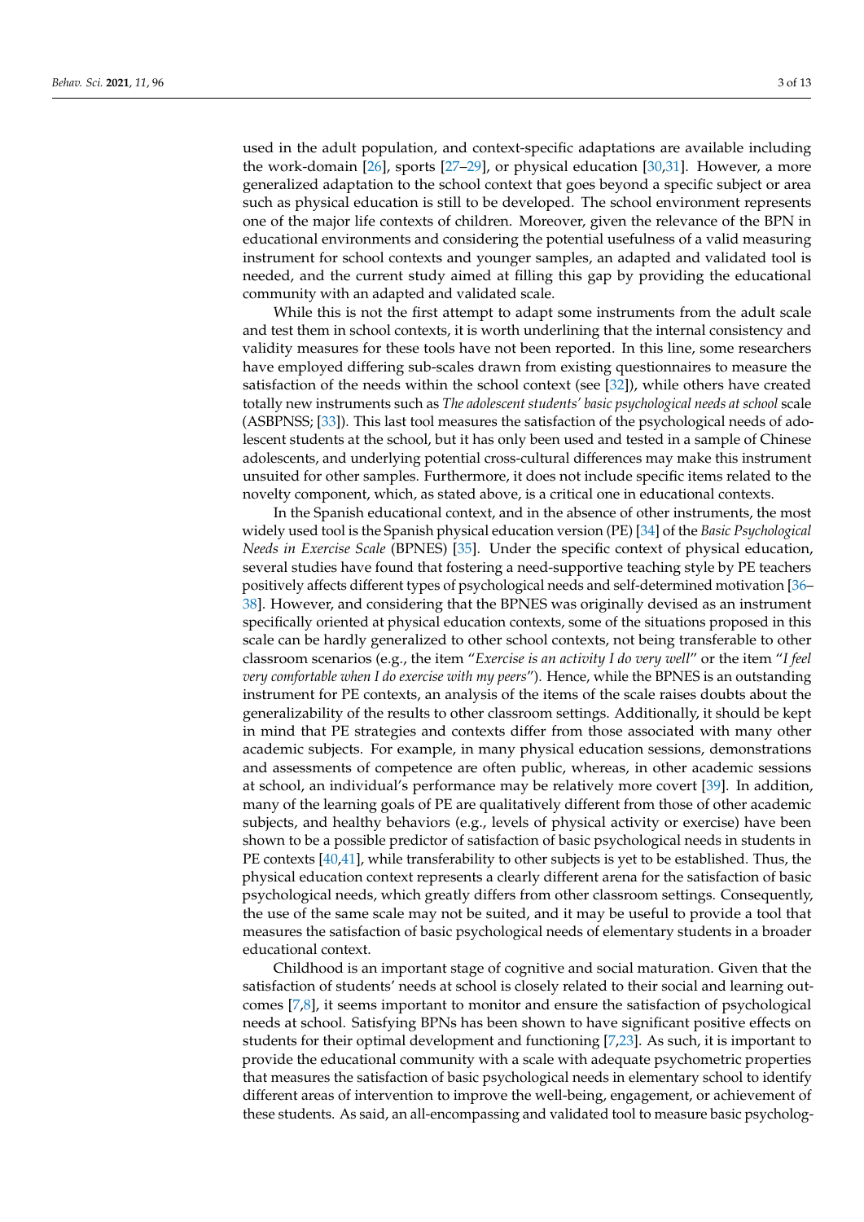used in the adult population, and context-specific adaptations are available including the work-domain [26], sports [27–29], or physical education [30,31]. However, a more generalized adaptation to the school context that goes beyond a specific subject or area such as physical education is still to be developed. The school environment represents one of the major life contexts of children. Moreover, given the relevance of the BPN in educational environments and considering the potential usefulness of a valid measuring instrument for school contexts and younger samples, an adapted and validated tool is needed, and the current study aimed at filling this gap by providing the educational community with an adapted and validated scale.

While this is not the first attempt to adapt some instruments from the adult scale and test them in school contexts, it is worth underlining that the internal consistency and validity measures for these tools have not been reported. In this line, some researchers have employed differing sub-scales drawn from existing questionnaires to measure the satisfaction of the needs within the school context (see [32]), while others have created totally new instruments such as *The adolescent students' basic psychological needs at school* scale (ASBPNSS; [33]). This last tool measures the satisfaction of the psychological needs of adolescent students at the school, but it has only been used and tested in a sample of Chinese adolescents, and underlying potential cross-cultural differences may make this instrument unsuited for other samples. Furthermore, it does not include specific items related to the novelty component, which, as stated above, is a critical one in educational contexts.

In the Spanish educational context, and in the absence of other instruments, the most widely used tool is the Spanish physical education version (PE) [34] of the *Basic Psychological Needs in Exercise Scale* (BPNES) [35]. Under the specific context of physical education, several studies have found that fostering a need-supportive teaching style by PE teachers positively affects different types of psychological needs and self-determined motivation [36–38]. However, and considering that the BPNES was originally devised as an instrument specifically oriented at physical education contexts, some of the situations proposed in this scale can be hardly generalized to other school contexts, not being transferable to other classroom scenarios (e.g., the item "*Exercise is an activity I do very well*" or the item "*I feel very comfortable when I do exercise with my peers*"). Hence, while the BPNES is an outstanding instrument for PE contexts, an analysis of the items of the scale raises doubts about the generalizability of the results to other classroom settings. Additionally, it should be kept in mind that PE strategies and contexts differ from those associated with many other academic subjects. For example, in many physical education sessions, demonstrations and assessments of competence are often public, whereas, in other academic sessions at school, an individual's performance may be relatively more covert [39]. In addition, many of the learning goals of PE are qualitatively different from those of other academic subjects, and healthy behaviors (e.g., levels of physical activity or exercise) have been shown to be a possible predictor of satisfaction of basic psychological needs in students in PE contexts [40,41], while transferability to other subjects is yet to be established. Thus, the physical education context represents a clearly different arena for the satisfaction of basic psychological needs, which greatly differs from other classroom settings. Consequently, the use of the same scale may not be suited, and it may be useful to provide a tool that measures the satisfaction of basic psychological needs of elementary students in a broader educational context.

Childhood is an important stage of cognitive and social maturation. Given that the satisfaction of students' needs at school is closely related to their social and learning outcomes [7,8], it seems important to monitor and ensure the satisfaction of psychological needs at school. Satisfying BPNs has been shown to have significant positive effects on students for their optimal development and functioning [7,23]. As such, it is important to provide the educational community with a scale with adequate psychometric properties that measures the satisfaction of basic psychological needs in elementary school to identify different areas of intervention to improve the well-being, engagement, or achievement of these students. As said, an all-encompassing and validated tool to measure basic psycholog-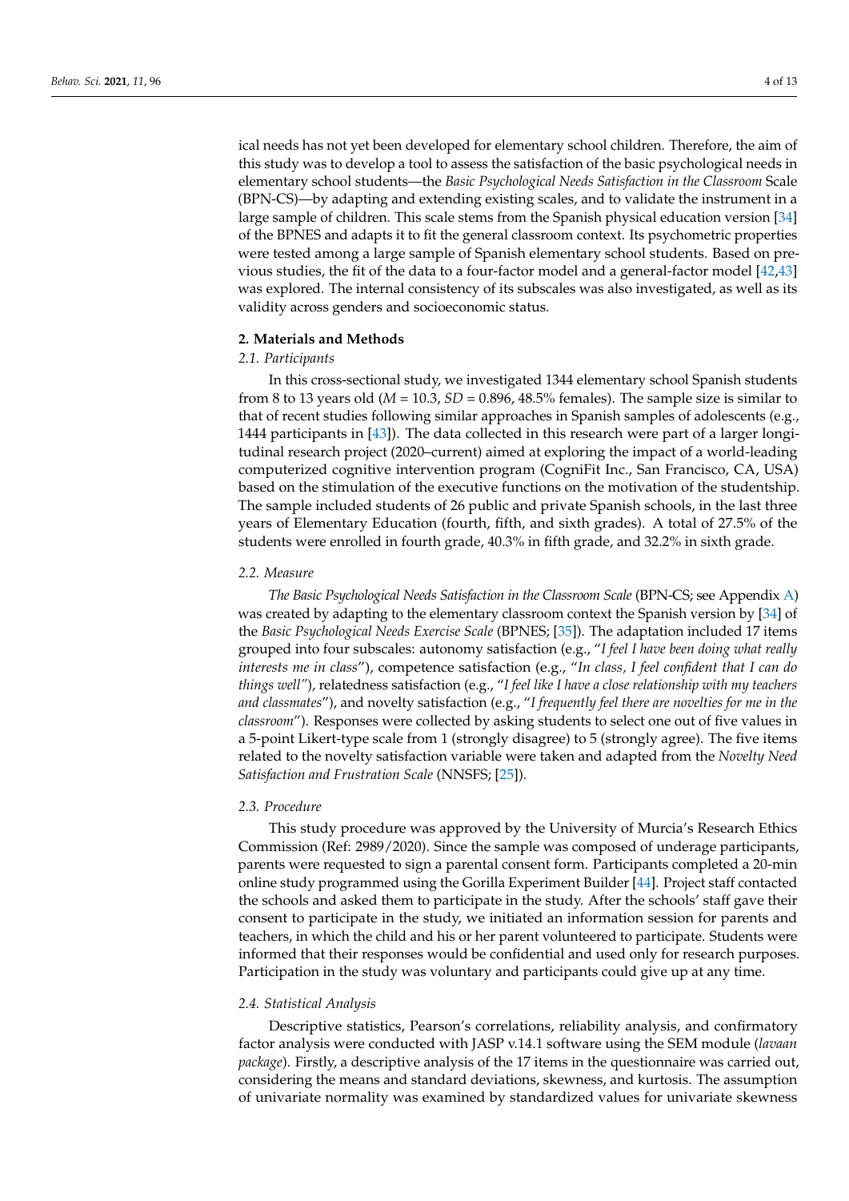ical needs has not yet been developed for elementary school children. Therefore, the aim of this study was to develop a tool to assess the satisfaction of the basic psychological needs in elementary school students—the *Basic Psychological Needs Satisfaction in the Classroom* Scale (BPN-CS)—by adapting and extending existing scales, and to validate the instrument in a large sample of children. This scale stems from the Spanish physical education version [34] of the BPNES and adapts it to fit the general classroom context. Its psychometric properties were tested among a large sample of Spanish elementary school students. Based on previous studies, the fit of the data to a four-factor model and a general-factor model [42,43] was explored. The internal consistency of its subscales was also investigated, as well as its validity across genders and socioeconomic status.

## 2. Materials and Methods

### *2.1. Participants*

In this cross-sectional study, we investigated 1344 elementary school Spanish students from 8 to 13 years old (*M* = 10.3, *SD* = 0.896, 48.5% females). The sample size is similar to that of recent studies following similar approaches in Spanish samples of adolescents (e.g., 1444 participants in [43]). The data collected in this research were part of a larger longitudinal research project (2020–current) aimed at exploring the impact of a world-leading computerized cognitive intervention program (CogniFit Inc., San Francisco, CA, USA) based on the stimulation of the executive functions on the motivation of the studentship. The sample included students of 26 public and private Spanish schools, in the last three years of Elementary Education (fourth, fifth, and sixth grades). A total of 27.5% of the students were enrolled in fourth grade, 40.3% in fifth grade, and 32.2% in sixth grade.

### *2.2. Measure*

*The Basic Psychological Needs Satisfaction in the Classroom Scale* (BPN-CS; see Appendix A) was created by adapting to the elementary classroom context the Spanish version by [34] of the *Basic Psychological Needs Exercise Scale* (BPNES; [35]). The adaptation included 17 items grouped into four subscales: autonomy satisfaction (e.g., "*I feel I have been doing what really interests me in class*"), competence satisfaction (e.g., "*In class, I feel confident that I can do things well"*), relatedness satisfaction (e.g., "*I feel like I have a close relationship with my teachers and classmates*"), and novelty satisfaction (e.g., "*I frequently feel there are novelties for me in the classroom*"). Responses were collected by asking students to select one out of five values in a 5-point Likert-type scale from 1 (strongly disagree) to 5 (strongly agree). The five items related to the novelty satisfaction variable were taken and adapted from the *Novelty Need Satisfaction and Frustration Scale* (NNSFS; [25]).

### *2.3. Procedure*

This study procedure was approved by the University of Murcia's Research Ethics Commission (Ref: 2989/2020). Since the sample was composed of underage participants, parents were requested to sign a parental consent form. Participants completed a 20-min online study programmed using the Gorilla Experiment Builder [44]. Project staff contacted the schools and asked them to participate in the study. After the schools' staff gave their consent to participate in the study, we initiated an information session for parents and teachers, in which the child and his or her parent volunteered to participate. Students were informed that their responses would be confidential and used only for research purposes. Participation in the study was voluntary and participants could give up at any time.

### *2.4. Statistical Analysis*

Descriptive statistics, Pearson's correlations, reliability analysis, and confirmatory factor analysis were conducted with JASP v.14.1 software using the SEM module (*lavaan package*). Firstly, a descriptive analysis of the 17 items in the questionnaire was carried out, considering the means and standard deviations, skewness, and kurtosis. The assumption of univariate normality was examined by standardized values for univariate skewness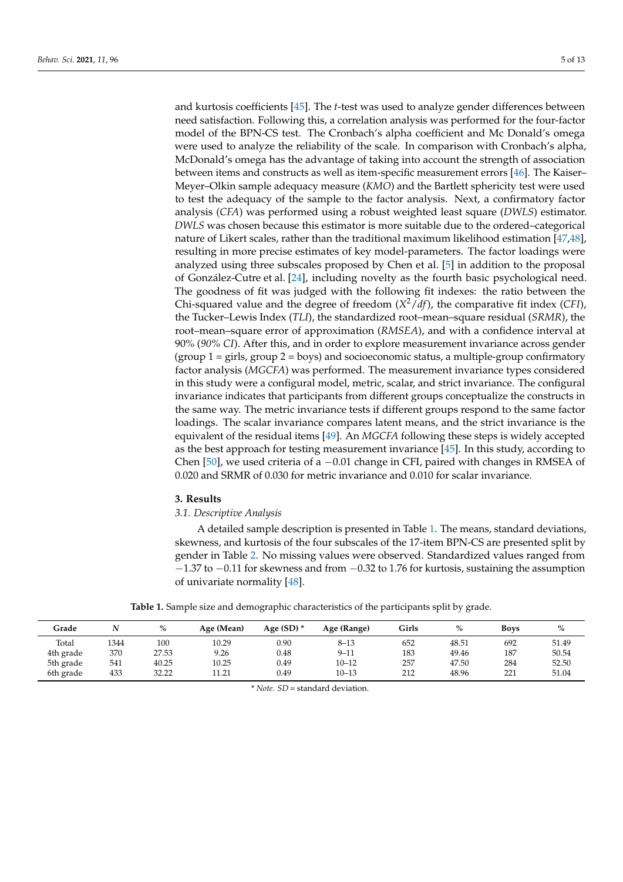and kurtosis coefficients [45]. The *t*-test was used to analyze gender differences between need satisfaction. Following this, a correlation analysis was performed for the four-factor model of the BPN-CS test. The Cronbach's alpha coefficient and Mc Donald's omega were used to analyze the reliability of the scale. In comparison with Cronbach's alpha, McDonald's omega has the advantage of taking into account the strength of association between items and constructs as well as item-specific measurement errors [46]. The Kaiser–Meyer–Olkin sample adequacy measure (*KMO*) and the Bartlett sphericity test were used to test the adequacy of the sample to the factor analysis. Next, a confirmatory factor analysis (*CFA*) was performed using a robust weighted least square (*DWLS*) estimator. *DWLS* was chosen because this estimator is more suitable due to the ordered–categorical nature of Likert scales, rather than the traditional maximum likelihood estimation [47,48], resulting in more precise estimates of key model-parameters. The factor loadings were analyzed using three subscales proposed by Chen et al. [5] in addition to the proposal of González-Cutre et al. [24], including novelty as the fourth basic psychological need. The goodness of fit was judged with the following fit indexes: the ratio between the Chi-squared value and the degree of freedom ($X^2/df$), the comparative fit index (*CFI*), the Tucker–Lewis Index (*TLI*), the standardized root–mean–square residual (*SRMR*), the root–mean–square error of approximation (*RMSEA*), and with a confidence interval at 90% (*90% CI*). After this, and in order to explore measurement invariance across gender (group 1 = girls, group 2 = boys) and socioeconomic status, a multiple-group confirmatory factor analysis (*MGCFA*) was performed. The measurement invariance types considered in this study were a configural model, metric, scalar, and strict invariance. The configural invariance indicates that participants from different groups conceptualize the constructs in the same way. The metric invariance tests if different groups respond to the same factor loadings. The scalar invariance compares latent means, and the strict invariance is the equivalent of the residual items [49]. An *MGCFA* following these steps is widely accepted as the best approach for testing measurement invariance [45]. In this study, according to Chen [50], we used criteria of a −0.01 change in CFI, paired with changes in RMSEA of 0.020 and SRMR of 0.030 for metric invariance and 0.010 for scalar invariance.

## 3. Results

### 3.1. Descriptive Analysis

A detailed sample description is presented in Table 1. The means, standard deviations, skewness, and kurtosis of the four subscales of the 17-item BPN-CS are presented split by gender in Table 2. No missing values were observed. Standardized values ranged from −1.37 to −0.11 for skewness and from −0.32 to 1.76 for kurtosis, sustaining the assumption of univariate normality [48].

**Table 1.** Sample size and demographic characteristics of the participants split by grade.

| Grade | *N* | % | Age (Mean) | Age (SD) * | Age (Range) | Girls | % | Boys | % |
|---|---|---|---|---|---|---|---|---|---|
| Total | 1344 | 100 | 10.29 | 0.90 | 8–13 | 652 | 48.51 | 692 | 51.49 |
| 4th grade | 370 | 27.53 | 9.26 | 0.48 | 9–11 | 183 | 49.46 | 187 | 50.54 |
| 5th grade | 541 | 40.25 | 10.25 | 0.49 | 10–12 | 257 | 47.50 | 284 | 52.50 |
| 6th grade | 433 | 32.22 | 11.21 | 0.49 | 10–13 | 212 | 48.96 | 221 | 51.04 |

\* *Note. SD* = standard deviation.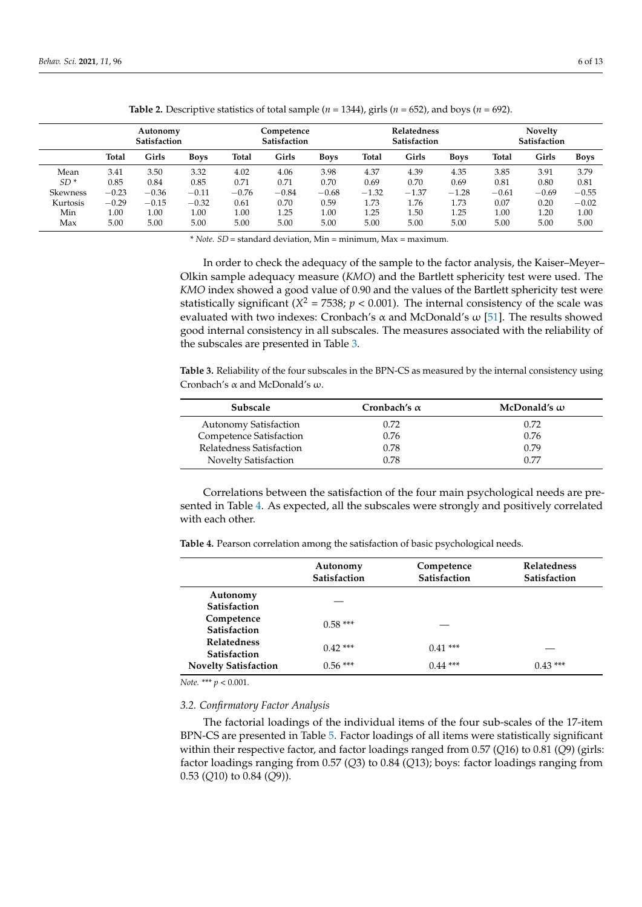**Table 2.** Descriptive statistics of total sample ($n$ = 1344), girls ($n$ = 652), and boys ($n$ = 692).

| | Autonomy Satisfaction | | | Competence Satisfaction | | | Relatedness Satisfaction | | | Novelty Satisfaction | | |
|---|---|---|---|---|---|---|---|---|---|---|---|---|
| | **Total** | **Girls** | **Boys** | **Total** | **Girls** | **Boys** | **Total** | **Girls** | **Boys** | **Total** | **Girls** | **Boys** |
| Mean | 3.41 | 3.50 | 3.32 | 4.02 | 4.06 | 3.98 | 4.37 | 4.39 | 4.35 | 3.85 | 3.91 | 3.79 |
| *SD* * | 0.85 | 0.84 | 0.85 | 0.71 | 0.71 | 0.70 | 0.69 | 0.70 | 0.69 | 0.81 | 0.80 | 0.81 |
| Skewness | −0.23 | −0.36 | −0.11 | −0.76 | −0.84 | −0.68 | −1.32 | −1.37 | −1.28 | −0.61 | −0.69 | −0.55 |
| Kurtosis | −0.29 | −0.15 | −0.32 | 0.61 | 0.70 | 0.59 | 1.73 | 1.76 | 1.73 | 0.07 | 0.20 | −0.02 |
| Min | 1.00 | 1.00 | 1.00 | 1.00 | 1.25 | 1.00 | 1.25 | 1.50 | 1.25 | 1.00 | 1.20 | 1.00 |
| Max | 5.00 | 5.00 | 5.00 | 5.00 | 5.00 | 5.00 | 5.00 | 5.00 | 5.00 | 5.00 | 5.00 | 5.00 |

\* *Note. SD* = standard deviation, Min = minimum, Max = maximum.

In order to check the adequacy of the sample to the factor analysis, the Kaiser–Meyer–Olkin sample adequacy measure (*KMO*) and the Bartlett sphericity test were used. The *KMO* index showed a good value of 0.90 and the values of the Bartlett sphericity test were statistically significant ($X^2$ = 7538; $p$ < 0.001). The internal consistency of the scale was evaluated with two indexes: Cronbach's α and McDonald's ω [51]. The results showed good internal consistency in all subscales. The measures associated with the reliability of the subscales are presented in Table 3.

**Table 3.** Reliability of the four subscales in the BPN-CS as measured by the internal consistency using Cronbach's α and McDonald's ω.

| Subscale | Cronbach's α | McDonald's ω |
|---|---|---|
| Autonomy Satisfaction | 0.72 | 0.72 |
| Competence Satisfaction | 0.76 | 0.76 |
| Relatedness Satisfaction | 0.78 | 0.79 |
| Novelty Satisfaction | 0.78 | 0.77 |

Correlations between the satisfaction of the four main psychological needs are presented in Table 4. As expected, all the subscales were strongly and positively correlated with each other.

**Table 4.** Pearson correlation among the satisfaction of basic psychological needs.

| | Autonomy Satisfaction | Competence Satisfaction | Relatedness Satisfaction |
|---|---|---|---|
| **Autonomy Satisfaction** | — | | |
| **Competence Satisfaction** | 0.58 *** | — | |
| **Relatedness Satisfaction** | 0.42 *** | 0.41 *** | — |
| **Novelty Satisfaction** | 0.56 *** | 0.44 *** | 0.43 *** |

*Note.* *** $p$ < 0.001.

### 3.2. Confirmatory Factor Analysis

The factorial loadings of the individual items of the four sub-scales of the 17-item BPN-CS are presented in Table 5. Factor loadings of all items were statistically significant within their respective factor, and factor loadings ranged from 0.57 (*Q*16) to 0.81 (*Q*9) (girls: factor loadings ranging from 0.57 (*Q*3) to 0.84 (*Q*13); boys: factor loadings ranging from 0.53 (*Q*10) to 0.84 (*Q*9)).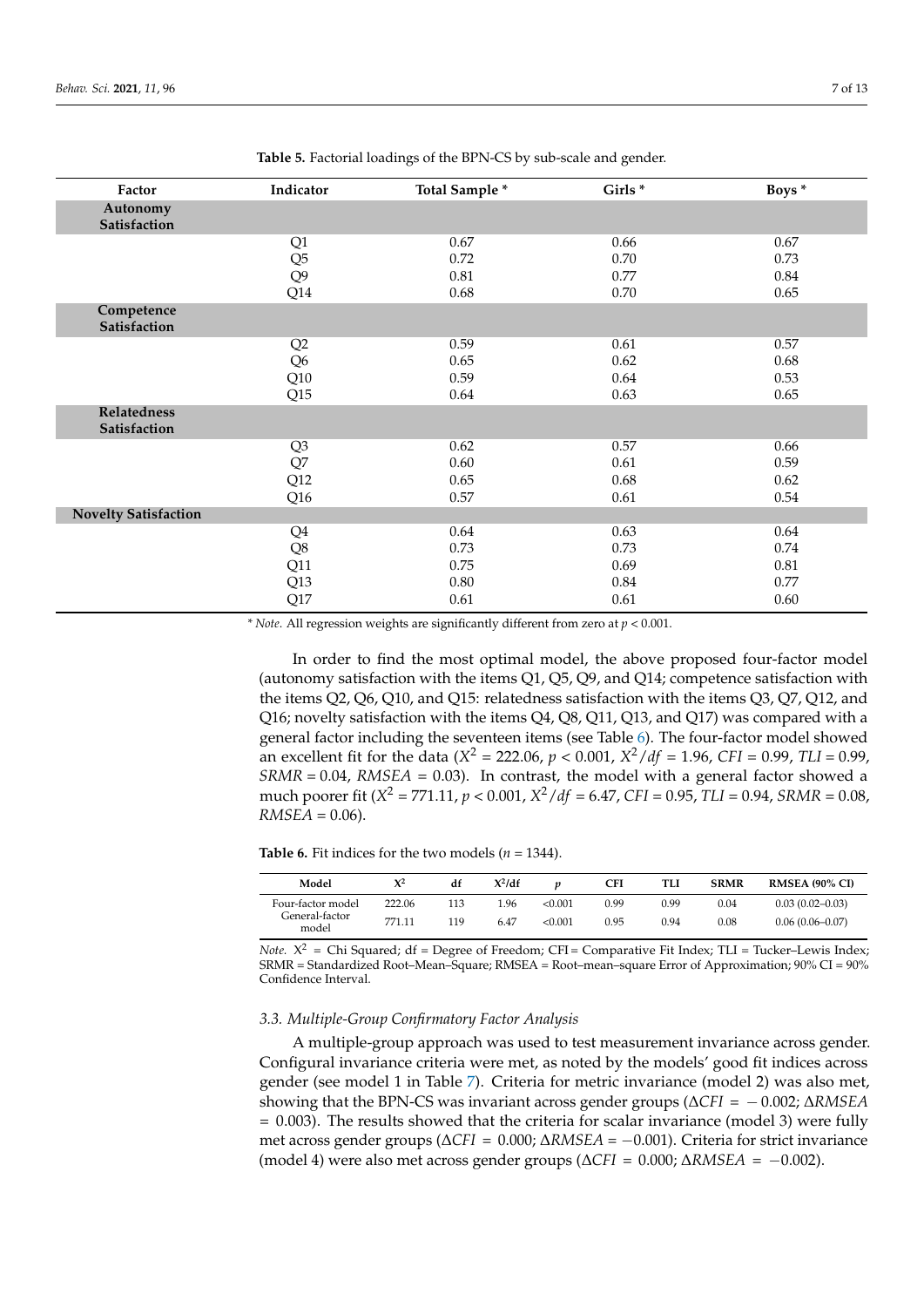**Table 5.** Factorial loadings of the BPN-CS by sub-scale and gender.

| Factor | Indicator | Total Sample * | Girls * | Boys * |
|---|---|---|---|---|
| **Autonomy Satisfaction** | | | | |
| | Q1 | 0.67 | 0.66 | 0.67 |
| | Q5 | 0.72 | 0.70 | 0.73 |
| | Q9 | 0.81 | 0.77 | 0.84 |
| | Q14 | 0.68 | 0.70 | 0.65 |
| **Competence Satisfaction** | | | | |
| | Q2 | 0.59 | 0.61 | 0.57 |
| | Q6 | 0.65 | 0.62 | 0.68 |
| | Q10 | 0.59 | 0.64 | 0.53 |
| | Q15 | 0.64 | 0.63 | 0.65 |
| **Relatedness Satisfaction** | | | | |
| | Q3 | 0.62 | 0.57 | 0.66 |
| | Q7 | 0.60 | 0.61 | 0.59 |
| | Q12 | 0.65 | 0.68 | 0.62 |
| | Q16 | 0.57 | 0.61 | 0.54 |
| **Novelty Satisfaction** | | | | |
| | Q4 | 0.64 | 0.63 | 0.64 |
| | Q8 | 0.73 | 0.73 | 0.74 |
| | Q11 | 0.75 | 0.69 | 0.81 |
| | Q13 | 0.80 | 0.84 | 0.77 |
| | Q17 | 0.61 | 0.61 | 0.60 |

* *Note.* All regression weights are significantly different from zero at $p < 0.001$.

In order to find the most optimal model, the above proposed four-factor model (autonomy satisfaction with the items Q1, Q5, Q9, and Q14; competence satisfaction with the items Q2, Q6, Q10, and Q15: relatedness satisfaction with the items Q3, Q7, Q12, and Q16; novelty satisfaction with the items Q4, Q8, Q11, Q13, and Q17) was compared with a general factor including the seventeen items (see Table 6). The four-factor model showed an excellent fit for the data ($X^2$ = 222.06, $p < 0.001$, $X^2/df$ = 1.96, $CFI$ = 0.99, $TLI$ = 0.99, $SRMR$ = 0.04, $RMSEA$ = 0.03). In contrast, the model with a general factor showed a much poorer fit ($X^2$ = 771.11, $p < 0.001$, $X^2/df$ = 6.47, $CFI$ = 0.95, $TLI$ = 0.94, $SRMR$ = 0.08, $RMSEA$ = 0.06).

**Table 6.** Fit indices for the two models ($n$ = 1344).

| Model | $X^2$ | df | $X^2$/df | $p$ | CFI | TLI | SRMR | RMSEA (90% CI) |
|---|---|---|---|---|---|---|---|---|
| Four-factor model | 222.06 | 113 | 1.96 | <0.001 | 0.99 | 0.99 | 0.04 | 0.03 (0.02–0.03) |
| General-factor model | 771.11 | 119 | 6.47 | <0.001 | 0.95 | 0.94 | 0.08 | 0.06 (0.06–0.07) |

*Note.* $X^2$ = Chi Squared; df = Degree of Freedom; CFI = Comparative Fit Index; TLI = Tucker–Lewis Index; SRMR = Standardized Root–Mean–Square; RMSEA = Root–mean–square Error of Approximation; 90% CI = 90% Confidence Interval.

### 3.3. Multiple-Group Confirmatory Factor Analysis

A multiple-group approach was used to test measurement invariance across gender. Configural invariance criteria were met, as noted by the models' good fit indices across gender (see model 1 in Table 7). Criteria for metric invariance (model 2) was also met, showing that the BPN-CS was invariant across gender groups ($\Delta CFI = -0.002$; $\Delta RMSEA = 0.003$). The results showed that the criteria for scalar invariance (model 3) were fully met across gender groups ($\Delta CFI = 0.000$; $\Delta RMSEA = -0.001$). Criteria for strict invariance (model 4) were also met across gender groups ($\Delta CFI = 0.000$; $\Delta RMSEA = -0.002$).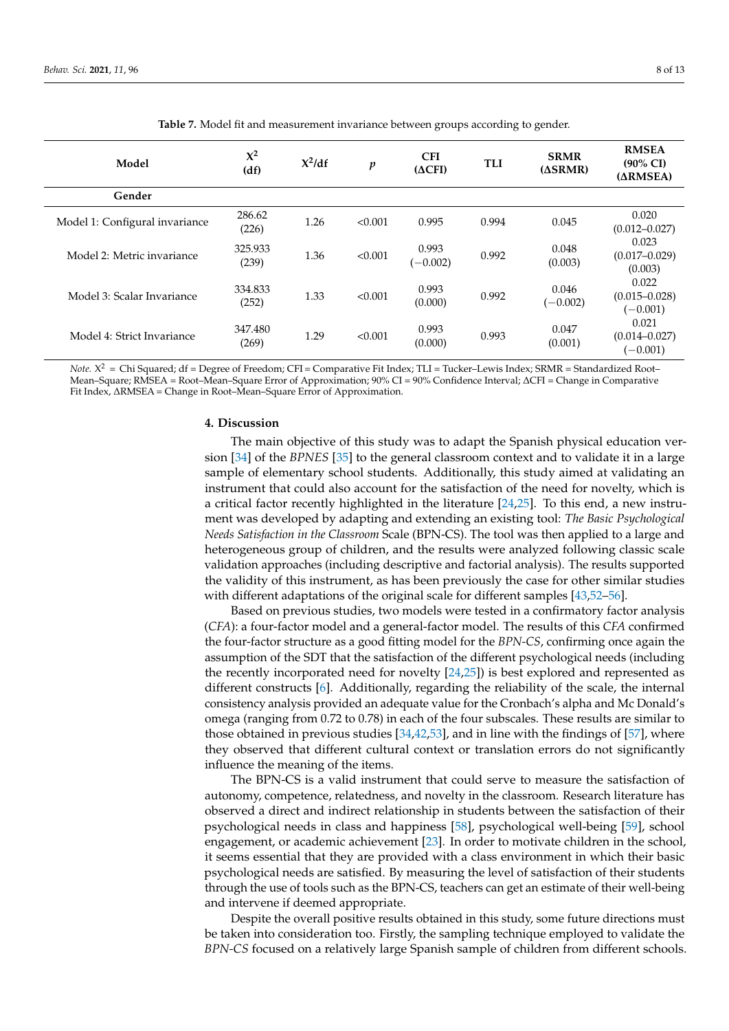**Table 7.** Model fit and measurement invariance between groups according to gender.

| Model | $X^2$ (df) | $X^2$/df | $p$ | CFI (ΔCFI) | TLI | SRMR (ΔSRMR) | RMSEA (90% CI) (ΔRMSEA) |
|---|---|---|---|---|---|---|---|
| **Gender** | | | | | | | |
| Model 1: Configural invariance | 286.62 (226) | 1.26 | <0.001 | 0.995 | 0.994 | 0.045 | 0.020 (0.012–0.027) |
| Model 2: Metric invariance | 325.933 (239) | 1.36 | <0.001 | 0.993 (−0.002) | 0.992 | 0.048 (0.003) | 0.023 (0.017–0.029) (0.003) |
| Model 3: Scalar Invariance | 334.833 (252) | 1.33 | <0.001 | 0.993 (0.000) | 0.992 | 0.046 (−0.002) | 0.022 (0.015–0.028) (−0.001) |
| Model 4: Strict Invariance | 347.480 (269) | 1.29 | <0.001 | 0.993 (0.000) | 0.993 | 0.047 (0.001) | 0.021 (0.014–0.027) (−0.001) |

*Note.* $X^2$ = Chi Squared; df = Degree of Freedom; CFI = Comparative Fit Index; TLI = Tucker–Lewis Index; SRMR = Standardized Root–Mean–Square; RMSEA = Root–Mean–Square Error of Approximation; 90% CI = 90% Confidence Interval; ΔCFI = Change in Comparative Fit Index, ΔRMSEA = Change in Root–Mean–Square Error of Approximation.

## 4. Discussion

The main objective of this study was to adapt the Spanish physical education version [34] of the *BPNES* [35] to the general classroom context and to validate it in a large sample of elementary school students. Additionally, this study aimed at validating an instrument that could also account for the satisfaction of the need for novelty, which is a critical factor recently highlighted in the literature [24,25]. To this end, a new instrument was developed by adapting and extending an existing tool: *The Basic Psychological Needs Satisfaction in the Classroom* Scale (BPN-CS). The tool was then applied to a large and heterogeneous group of children, and the results were analyzed following classic scale validation approaches (including descriptive and factorial analysis). The results supported the validity of this instrument, as has been previously the case for other similar studies with different adaptations of the original scale for different samples [43,52–56].

Based on previous studies, two models were tested in a confirmatory factor analysis (*CFA*): a four-factor model and a general-factor model. The results of this *CFA* confirmed the four-factor structure as a good fitting model for the *BPN-CS*, confirming once again the assumption of the SDT that the satisfaction of the different psychological needs (including the recently incorporated need for novelty [24,25]) is best explored and represented as different constructs [6]. Additionally, regarding the reliability of the scale, the internal consistency analysis provided an adequate value for the Cronbach's alpha and Mc Donald's omega (ranging from 0.72 to 0.78) in each of the four subscales. These results are similar to those obtained in previous studies [34,42,53], and in line with the findings of [57], where they observed that different cultural context or translation errors do not significantly influence the meaning of the items.

The BPN-CS is a valid instrument that could serve to measure the satisfaction of autonomy, competence, relatedness, and novelty in the classroom. Research literature has observed a direct and indirect relationship in students between the satisfaction of their psychological needs in class and happiness [58], psychological well-being [59], school engagement, or academic achievement [23]. In order to motivate children in the school, it seems essential that they are provided with a class environment in which their basic psychological needs are satisfied. By measuring the level of satisfaction of their students through the use of tools such as the BPN-CS, teachers can get an estimate of their well-being and intervene if deemed appropriate.

Despite the overall positive results obtained in this study, some future directions must be taken into consideration too. Firstly, the sampling technique employed to validate the *BPN-CS* focused on a relatively large Spanish sample of children from different schools.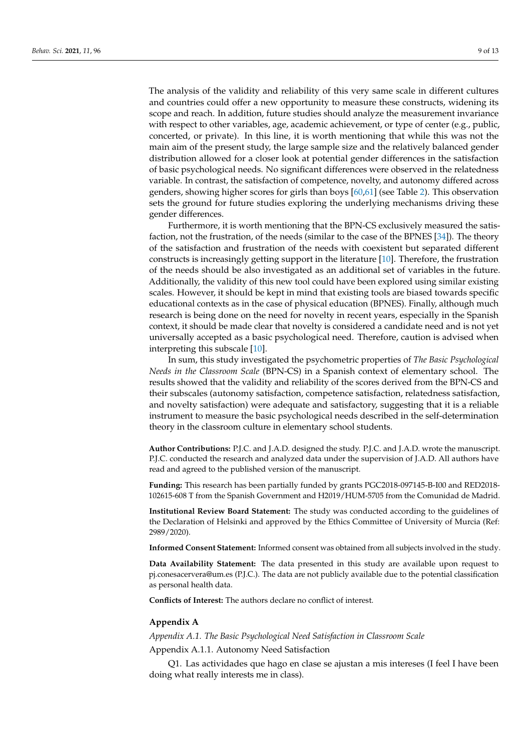The analysis of the validity and reliability of this very same scale in different cultures and countries could offer a new opportunity to measure these constructs, widening its scope and reach. In addition, future studies should analyze the measurement invariance with respect to other variables, age, academic achievement, or type of center (e.g., public, concerted, or private). In this line, it is worth mentioning that while this was not the main aim of the present study, the large sample size and the relatively balanced gender distribution allowed for a closer look at potential gender differences in the satisfaction of basic psychological needs. No significant differences were observed in the relatedness variable. In contrast, the satisfaction of competence, novelty, and autonomy differed across genders, showing higher scores for girls than boys [60,61] (see Table 2). This observation sets the ground for future studies exploring the underlying mechanisms driving these gender differences.

Furthermore, it is worth mentioning that the BPN-CS exclusively measured the satisfaction, not the frustration, of the needs (similar to the case of the BPNES [34]). The theory of the satisfaction and frustration of the needs with coexistent but separated different constructs is increasingly getting support in the literature [10]. Therefore, the frustration of the needs should be also investigated as an additional set of variables in the future. Additionally, the validity of this new tool could have been explored using similar existing scales. However, it should be kept in mind that existing tools are biased towards specific educational contexts as in the case of physical education (BPNES). Finally, although much research is being done on the need for novelty in recent years, especially in the Spanish context, it should be made clear that novelty is considered a candidate need and is not yet universally accepted as a basic psychological need. Therefore, caution is advised when interpreting this subscale [10].

In sum, this study investigated the psychometric properties of *The Basic Psychological Needs in the Classroom Scale* (BPN-CS) in a Spanish context of elementary school. The results showed that the validity and reliability of the scores derived from the BPN-CS and their subscales (autonomy satisfaction, competence satisfaction, relatedness satisfaction, and novelty satisfaction) were adequate and satisfactory, suggesting that it is a reliable instrument to measure the basic psychological needs described in the self-determination theory in the classroom culture in elementary school students.

**Author Contributions:** P.J.C. and J.A.D. designed the study. P.J.C. and J.A.D. wrote the manuscript. P.J.C. conducted the research and analyzed data under the supervision of J.A.D. All authors have read and agreed to the published version of the manuscript.

**Funding:** This research has been partially funded by grants PGC2018-097145-B-I00 and RED2018-102615-608 T from the Spanish Government and H2019/HUM-5705 from the Comunidad de Madrid.

**Institutional Review Board Statement:** The study was conducted according to the guidelines of the Declaration of Helsinki and approved by the Ethics Committee of University of Murcia (Ref: 2989/2020).

**Informed Consent Statement:** Informed consent was obtained from all subjects involved in the study.

**Data Availability Statement:** The data presented in this study are available upon request to pj.conesacervera@um.es (P.J.C.). The data are not publicly available due to the potential classification as personal health data.

**Conflicts of Interest:** The authors declare no conflict of interest.

## Appendix A

### *Appendix A.1. The Basic Psychological Need Satisfaction in Classroom Scale*

#### Appendix A.1.1. Autonomy Need Satisfaction

Q1. Las actividades que hago en clase se ajustan a mis intereses (I feel I have been doing what really interests me in class).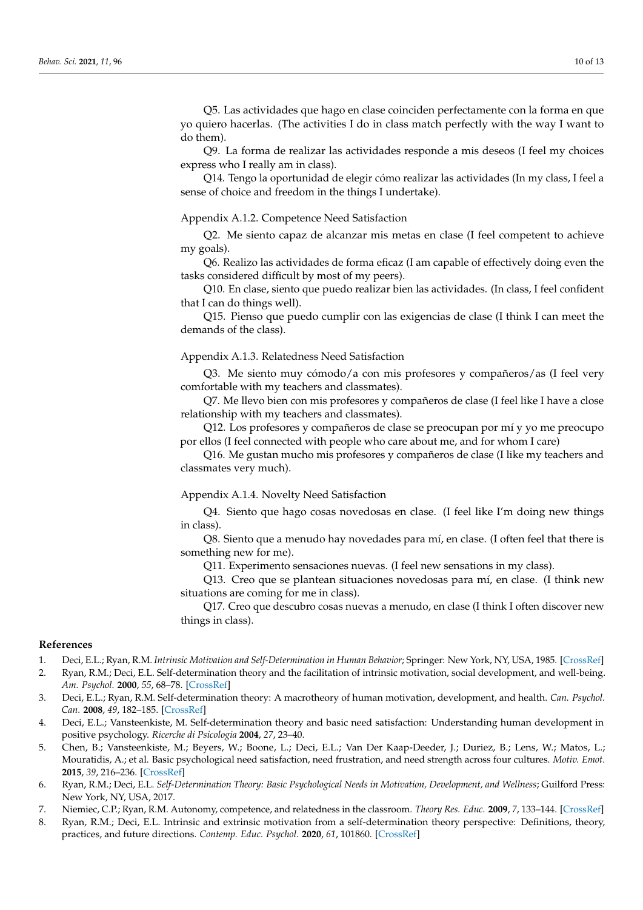Q5. Las actividades que hago en clase coinciden perfectamente con la forma en que yo quiero hacerlas. (The activities I do in class match perfectly with the way I want to do them).

Q9. La forma de realizar las actividades responde a mis deseos (I feel my choices express who I really am in class).

Q14. Tengo la oportunidad de elegir cómo realizar las actividades (In my class, I feel a sense of choice and freedom in the things I undertake).

Appendix A.1.2. Competence Need Satisfaction

Q2. Me siento capaz de alcanzar mis metas en clase (I feel competent to achieve my goals).

Q6. Realizo las actividades de forma eficaz (I am capable of effectively doing even the tasks considered difficult by most of my peers).

Q10. En clase, siento que puedo realizar bien las actividades. (In class, I feel confident that I can do things well).

Q15. Pienso que puedo cumplir con las exigencias de clase (I think I can meet the demands of the class).

Appendix A.1.3. Relatedness Need Satisfaction

Q3. Me siento muy cómodo/a con mis profesores y compañeros/as (I feel very comfortable with my teachers and classmates).

Q7. Me llevo bien con mis profesores y compañeros de clase (I feel like I have a close relationship with my teachers and classmates).

Q12. Los profesores y compañeros de clase se preocupan por mí y yo me preocupo por ellos (I feel connected with people who care about me, and for whom I care)

Q16. Me gustan mucho mis profesores y compañeros de clase (I like my teachers and classmates very much).

Appendix A.1.4. Novelty Need Satisfaction

Q4. Siento que hago cosas novedosas en clase. (I feel like I'm doing new things in class).

Q8. Siento que a menudo hay novedades para mí, en clase. (I often feel that there is something new for me).

Q11. Experimento sensaciones nuevas. (I feel new sensations in my class).

Q13. Creo que se plantean situaciones novedosas para mí, en clase. (I think new situations are coming for me in class).

Q17. Creo que descubro cosas nuevas a menudo, en clase (I think I often discover new things in class).

## References

1. Deci, E.L.; Ryan, R.M. *Intrinsic Motivation and Self-Determination in Human Behavior*; Springer: New York, NY, USA, 1985. [CrossRef]
2. Ryan, R.M.; Deci, E.L. Self-determination theory and the facilitation of intrinsic motivation, social development, and well-being. *Am. Psychol.* **2000**, *55*, 68–78. [CrossRef]
3. Deci, E.L.; Ryan, R.M. Self-determination theory: A macrotheory of human motivation, development, and health. *Can. Psychol. Can.* **2008**, *49*, 182–185. [CrossRef]
4. Deci, E.L.; Vansteenkiste, M. Self-determination theory and basic need satisfaction: Understanding human development in positive psychology. *Ricerche di Psicologia* **2004**, *27*, 23–40.
5. Chen, B.; Vansteenkiste, M.; Beyers, W.; Boone, L.; Deci, E.L.; Van Der Kaap-Deeder, J.; Duriez, B.; Lens, W.; Matos, L.; Mouratidis, A.; et al. Basic psychological need satisfaction, need frustration, and need strength across four cultures. *Motiv. Emot.* **2015**, *39*, 216–236. [CrossRef]
6. Ryan, R.M.; Deci, E.L. *Self-Determination Theory: Basic Psychological Needs in Motivation, Development, and Wellness*; Guilford Press: New York, NY, USA, 2017.
7. Niemiec, C.P.; Ryan, R.M. Autonomy, competence, and relatedness in the classroom. *Theory Res. Educ.* **2009**, *7*, 133–144. [CrossRef]
8. Ryan, R.M.; Deci, E.L. Intrinsic and extrinsic motivation from a self-determination theory perspective: Definitions, theory, practices, and future directions. *Contemp. Educ. Psychol.* **2020**, *61*, 101860. [CrossRef]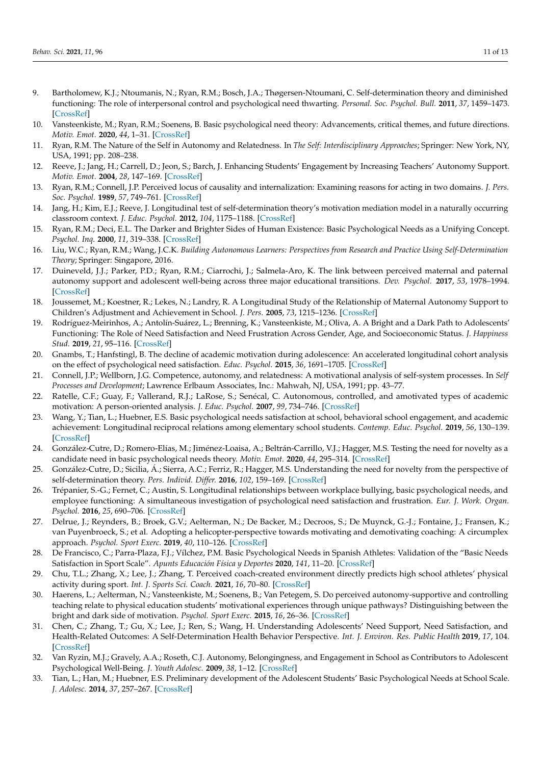9. Bartholomew, K.J.; Ntoumanis, N.; Ryan, R.M.; Bosch, J.A.; Thøgersen-Ntoumani, C. Self-determination theory and diminished functioning: The role of interpersonal control and psychological need thwarting. *Personal. Soc. Psychol. Bull.* **2011**, *37*, 1459–1473. [CrossRef]
10. Vansteenkiste, M.; Ryan, R.M.; Soenens, B. Basic psychological need theory: Advancements, critical themes, and future directions. *Motiv. Emot.* **2020**, *44*, 1–31. [CrossRef]
11. Ryan, R.M. The Nature of the Self in Autonomy and Relatedness. In *The Self: Interdisciplinary Approaches*; Springer: New York, NY, USA, 1991; pp. 208–238.
12. Reeve, J.; Jang, H.; Carrell, D.; Jeon, S.; Barch, J. Enhancing Students' Engagement by Increasing Teachers' Autonomy Support. *Motiv. Emot.* **2004**, *28*, 147–169. [CrossRef]
13. Ryan, R.M.; Connell, J.P. Perceived locus of causality and internalization: Examining reasons for acting in two domains. *J. Pers. Soc. Psychol.* **1989**, *57*, 749–761. [CrossRef]
14. Jang, H.; Kim, E.J.; Reeve, J. Longitudinal test of self-determination theory's motivation mediation model in a naturally occurring classroom context. *J. Educ. Psychol.* **2012**, *104*, 1175–1188. [CrossRef]
15. Ryan, R.M.; Deci, E.L. The Darker and Brighter Sides of Human Existence: Basic Psychological Needs as a Unifying Concept. *Psychol. Inq.* **2000**, *11*, 319–338. [CrossRef]
16. Liu, W.C.; Ryan, R.M.; Wang, J.C.K. *Building Autonomous Learners: Perspectives from Research and Practice Using Self-Determination Theory*; Springer: Singapore, 2016.
17. Duineveld, J.J.; Parker, P.D.; Ryan, R.M.; Ciarrochi, J.; Salmela-Aro, K. The link between perceived maternal and paternal autonomy support and adolescent well-being across three major educational transitions. *Dev. Psychol.* **2017**, *53*, 1978–1994. [CrossRef]
18. Joussemet, M.; Koestner, R.; Lekes, N.; Landry, R. A Longitudinal Study of the Relationship of Maternal Autonomy Support to Children's Adjustment and Achievement in School. *J. Pers.* **2005**, *73*, 1215–1236. [CrossRef]
19. Rodriguez-Meirinhos, A.; Antolín-Suárez, L.; Brenning, K.; Vansteenkiste, M.; Oliva, A. A Bright and a Dark Path to Adolescents' Functioning: The Role of Need Satisfaction and Need Frustration Across Gender, Age, and Socioeconomic Status. *J. Happiness Stud.* **2019**, *21*, 95–116. [CrossRef]
20. Gnambs, T.; Hanfstingl, B. The decline of academic motivation during adolescence: An accelerated longitudinal cohort analysis on the effect of psychological need satisfaction. *Educ. Psychol.* **2015**, *36*, 1691–1705. [CrossRef]
21. Connell, J.P.; Wellborn, J.G. Competence, autonomy, and relatedness: A motivational analysis of self-system processes. In *Self Processes and Development*; Lawrence Erlbaum Associates, Inc.: Mahwah, NJ, USA, 1991; pp. 43–77.
22. Ratelle, C.F.; Guay, F.; Vallerand, R.J.; LaRose, S.; Senécal, C. Autonomous, controlled, and amotivated types of academic motivation: A person-oriented analysis. *J. Educ. Psychol.* **2007**, *99*, 734–746. [CrossRef]
23. Wang, Y.; Tian, L.; Huebner, E.S. Basic psychological needs satisfaction at school, behavioral school engagement, and academic achievement: Longitudinal reciprocal relations among elementary school students. *Contemp. Educ. Psychol.* **2019**, *56*, 130–139. [CrossRef]
24. González-Cutre, D.; Romero-Elías, M.; Jiménez-Loaisa, A.; Beltrán-Carrillo, V.J.; Hagger, M.S. Testing the need for novelty as a candidate need in basic psychological needs theory. *Motiv. Emot.* **2020**, *44*, 295–314. [CrossRef]
25. González-Cutre, D.; Sicilia, Á.; Sierra, A.C.; Ferriz, R.; Hagger, M.S. Understanding the need for novelty from the perspective of self-determination theory. *Pers. Individ. Differ.* **2016**, *102*, 159–169. [CrossRef]
26. Trépanier, S.-G.; Fernet, C.; Austin, S. Longitudinal relationships between workplace bullying, basic psychological needs, and employee functioning: A simultaneous investigation of psychological need satisfaction and frustration. *Eur. J. Work. Organ. Psychol.* **2016**, *25*, 690–706. [CrossRef]
27. Delrue, J.; Reynders, B.; Broek, G.V.; Aelterman, N.; De Backer, M.; Decroos, S.; De Muynck, G.-J.; Fontaine, J.; Fransen, K.; van Puyenbroeck, S.; et al. Adopting a helicopter-perspective towards motivating and demotivating coaching: A circumplex approach. *Psychol. Sport Exerc.* **2019**, *40*, 110–126. [CrossRef]
28. De Francisco, C.; Parra-Plaza, F.J.; Vílchez, P.M. Basic Psychological Needs in Spanish Athletes: Validation of the "Basic Needs Satisfaction in Sport Scale". *Apunts Educación Física y Deportes* **2020**, *141*, 11–20. [CrossRef]
29. Chu, T.L.; Zhang, X.; Lee, J.; Zhang, T. Perceived coach-created environment directly predicts high school athletes' physical activity during sport. *Int. J. Sports Sci. Coach.* **2021**, *16*, 70–80. [CrossRef]
30. Haerens, L.; Aelterman, N.; Vansteenkiste, M.; Soenens, B.; Van Petegem, S. Do perceived autonomy-supportive and controlling teaching relate to physical education students' motivational experiences through unique pathways? Distinguishing between the bright and dark side of motivation. *Psychol. Sport Exerc.* **2015**, *16*, 26–36. [CrossRef]
31. Chen, C.; Zhang, T.; Gu, X.; Lee, J.; Ren, S.; Wang, H. Understanding Adolescents' Need Support, Need Satisfaction, and Health-Related Outcomes: A Self-Determination Health Behavior Perspective. *Int. J. Environ. Res. Public Health* **2019**, *17*, 104. [CrossRef]
32. Van Ryzin, M.J.; Gravely, A.A.; Roseth, C.J. Autonomy, Belongingness, and Engagement in School as Contributors to Adolescent Psychological Well-Being. *J. Youth Adolesc.* **2009**, *38*, 1–12. [CrossRef]
33. Tian, L.; Han, M.; Huebner, E.S. Preliminary development of the Adolescent Students' Basic Psychological Needs at School Scale. *J. Adolesc.* **2014**, *37*, 257–267. [CrossRef]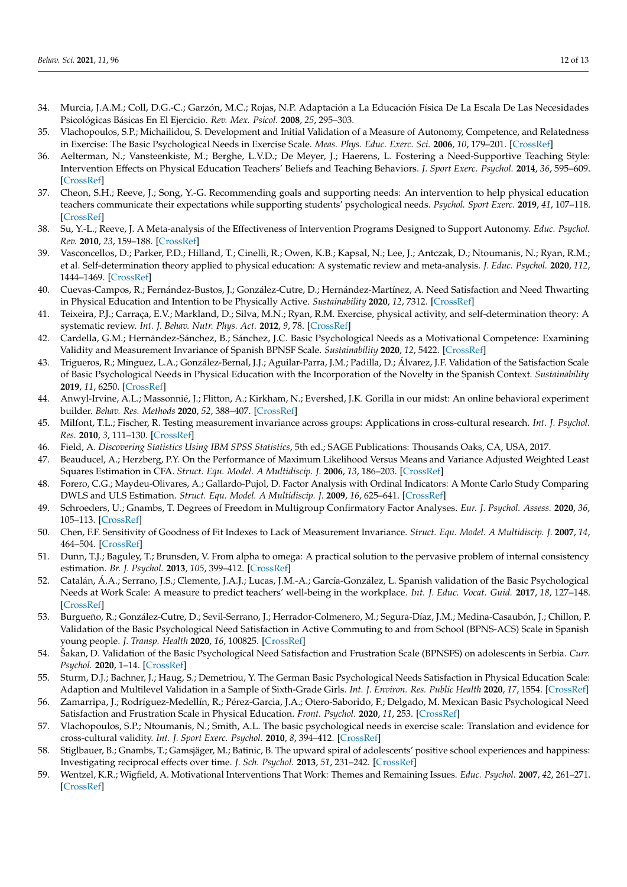34. Murcia, J.A.M.; Coll, D.G.-C.; Garzón, M.C.; Rojas, N.P. Adaptación a La Educación Física De La Escala De Las Necesidades Psicológicas Básicas En El Ejercicio. *Rev. Mex. Psicol.* **2008**, *25*, 295–303.
35. Vlachopoulos, S.P.; Michailidou, S. Development and Initial Validation of a Measure of Autonomy, Competence, and Relatedness in Exercise: The Basic Psychological Needs in Exercise Scale. *Meas. Phys. Educ. Exerc. Sci.* **2006**, *10*, 179–201. [CrossRef]
36. Aelterman, N.; Vansteenkiste, M.; Berghe, L.V.D.; De Meyer, J.; Haerens, L. Fostering a Need-Supportive Teaching Style: Intervention Effects on Physical Education Teachers' Beliefs and Teaching Behaviors. *J. Sport Exerc. Psychol.* **2014**, *36*, 595–609. [CrossRef]
37. Cheon, S.H.; Reeve, J.; Song, Y.-G. Recommending goals and supporting needs: An intervention to help physical education teachers communicate their expectations while supporting students' psychological needs. *Psychol. Sport Exerc.* **2019**, *41*, 107–118. [CrossRef]
38. Su, Y.-L.; Reeve, J. A Meta-analysis of the Effectiveness of Intervention Programs Designed to Support Autonomy. *Educ. Psychol. Rev.* **2010**, *23*, 159–188. [CrossRef]
39. Vasconcellos, D.; Parker, P.D.; Hilland, T.; Cinelli, R.; Owen, K.B.; Kapsal, N.; Lee, J.; Antczak, D.; Ntoumanis, N.; Ryan, R.M.; et al. Self-determination theory applied to physical education: A systematic review and meta-analysis. *J. Educ. Psychol.* **2020**, *112*, 1444–1469. [CrossRef]
40. Cuevas-Campos, R.; Fernández-Bustos, J.; González-Cutre, D.; Hernández-Martínez, A. Need Satisfaction and Need Thwarting in Physical Education and Intention to be Physically Active. *Sustainability* **2020**, *12*, 7312. [CrossRef]
41. Teixeira, P.J.; Carraça, E.V.; Markland, D.; Silva, M.N.; Ryan, R.M. Exercise, physical activity, and self-determination theory: A systematic review. *Int. J. Behav. Nutr. Phys. Act.* **2012**, *9*, 78. [CrossRef]
42. Cardella, G.M.; Hernández-Sánchez, B.; Sánchez, J.C. Basic Psychological Needs as a Motivational Competence: Examining Validity and Measurement Invariance of Spanish BPNSF Scale. *Sustainability* **2020**, *12*, 5422. [CrossRef]
43. Trigueros, R.; Mínguez, L.A.; González-Bernal, J.J.; Aguilar-Parra, J.M.; Padilla, D.; Álvarez, J.F. Validation of the Satisfaction Scale of Basic Psychological Needs in Physical Education with the Incorporation of the Novelty in the Spanish Context. *Sustainability* **2019**, *11*, 6250. [CrossRef]
44. Anwyl-Irvine, A.L.; Massonnié, J.; Flitton, A.; Kirkham, N.; Evershed, J.K. Gorilla in our midst: An online behavioral experiment builder. *Behav. Res. Methods* **2020**, *52*, 388–407. [CrossRef]
45. Milfont, T.L.; Fischer, R. Testing measurement invariance across groups: Applications in cross-cultural research. *Int. J. Psychol. Res.* **2010**, *3*, 111–130. [CrossRef]
46. Field, A. *Discovering Statistics Using IBM SPSS Statistics*, 5th ed.; SAGE Publications: Thousands Oaks, CA, USA, 2017.
47. Beauducel, A.; Herzberg, P.Y. On the Performance of Maximum Likelihood Versus Means and Variance Adjusted Weighted Least Squares Estimation in CFA. *Struct. Equ. Model. A Multidiscip. J.* **2006**, *13*, 186–203. [CrossRef]
48. Forero, C.G.; Maydeu-Olivares, A.; Gallardo-Pujol, D. Factor Analysis with Ordinal Indicators: A Monte Carlo Study Comparing DWLS and ULS Estimation. *Struct. Equ. Model. A Multidiscip. J.* **2009**, *16*, 625–641. [CrossRef]
49. Schroeders, U.; Gnambs, T. Degrees of Freedom in Multigroup Confirmatory Factor Analyses. *Eur. J. Psychol. Assess.* **2020**, *36*, 105–113. [CrossRef]
50. Chen, F.F. Sensitivity of Goodness of Fit Indexes to Lack of Measurement Invariance. *Struct. Equ. Model. A Multidiscip. J.* **2007**, *14*, 464–504. [CrossRef]
51. Dunn, T.J.; Baguley, T.; Brunsden, V. From alpha to omega: A practical solution to the pervasive problem of internal consistency estimation. *Br. J. Psychol.* **2013**, *105*, 399–412. [CrossRef]
52. Catalán, Á.A.; Serrano, J.S.; Clemente, J.A.J.; Lucas, J.M.-A.; García-González, L. Spanish validation of the Basic Psychological Needs at Work Scale: A measure to predict teachers' well-being in the workplace. *Int. J. Educ. Vocat. Guid.* **2017**, *18*, 127–148. [CrossRef]
53. Burgueño, R.; González-Cutre, D.; Sevil-Serrano, J.; Herrador-Colmenero, M.; Segura-Díaz, J.M.; Medina-Casaubón, J.; Chillon, P. Validation of the Basic Psychological Need Satisfaction in Active Commuting to and from School (BPNS-ACS) Scale in Spanish young people. *J. Transp. Health* **2020**, *16*, 100825. [CrossRef]
54. Šakan, D. Validation of the Basic Psychological Need Satisfaction and Frustration Scale (BPNSFS) on adolescents in Serbia. *Curr. Psychol.* **2020**, 1–14. [CrossRef]
55. Sturm, D.J.; Bachner, J.; Haug, S.; Demetriou, Y. The German Basic Psychological Needs Satisfaction in Physical Education Scale: Adaption and Multilevel Validation in a Sample of Sixth-Grade Girls. *Int. J. Environ. Res. Public Health* **2020**, *17*, 1554. [CrossRef]
56. Zamarripa, J.; Rodríguez-Medellín, R.; Pérez-Garcia, J.A.; Otero-Saborido, F.; Delgado, M. Mexican Basic Psychological Need Satisfaction and Frustration Scale in Physical Education. *Front. Psychol.* **2020**, *11*, 253. [CrossRef]
57. Vlachopoulos, S.P.; Ntoumanis, N.; Smith, A.L. The basic psychological needs in exercise scale: Translation and evidence for cross-cultural validity. *Int. J. Sport Exerc. Psychol.* **2010**, *8*, 394–412. [CrossRef]
58. Stiglbauer, B.; Gnambs, T.; Gamsjäger, M.; Batinic, B. The upward spiral of adolescents' positive school experiences and happiness: Investigating reciprocal effects over time. *J. Sch. Psychol.* **2013**, *51*, 231–242. [CrossRef]
59. Wentzel, K.R.; Wigfield, A. Motivational Interventions That Work: Themes and Remaining Issues. *Educ. Psychol.* **2007**, *42*, 261–271. [CrossRef]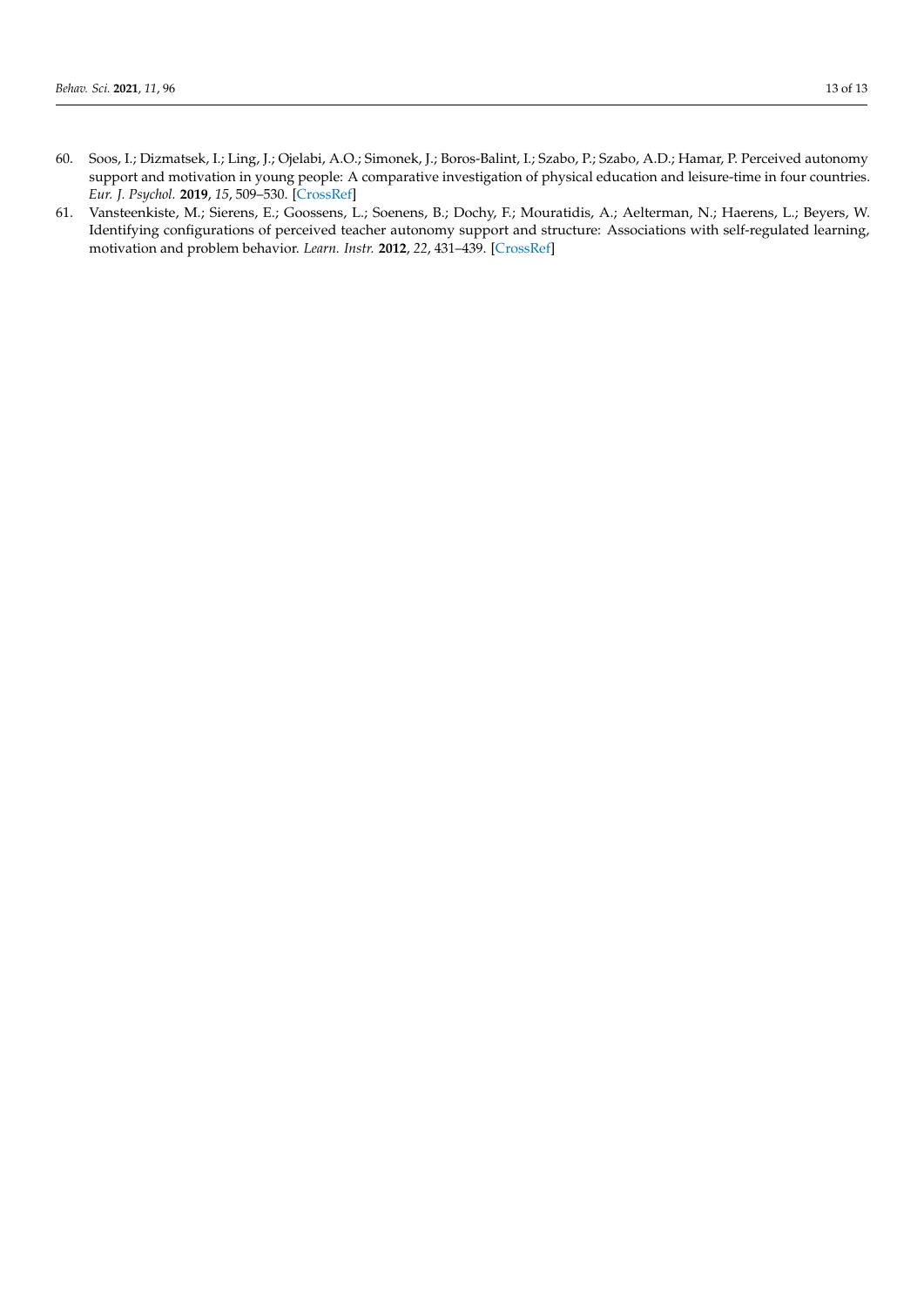60. Soos, I.; Dizmatsek, I.; Ling, J.; Ojelabi, A.O.; Simonek, J.; Boros-Balint, I.; Szabo, P.; Szabo, A.D.; Hamar, P. Perceived autonomy support and motivation in young people: A comparative investigation of physical education and leisure-time in four countries. *Eur. J. Psychol.* **2019**, *15*, 509–530. [CrossRef]
61. Vansteenkiste, M.; Sierens, E.; Goossens, L.; Soenens, B.; Dochy, F.; Mouratidis, A.; Aelterman, N.; Haerens, L.; Beyers, W. Identifying configurations of perceived teacher autonomy support and structure: Associations with self-regulated learning, motivation and problem behavior. *Learn. Instr.* **2012**, *22*, 431–439. [CrossRef]